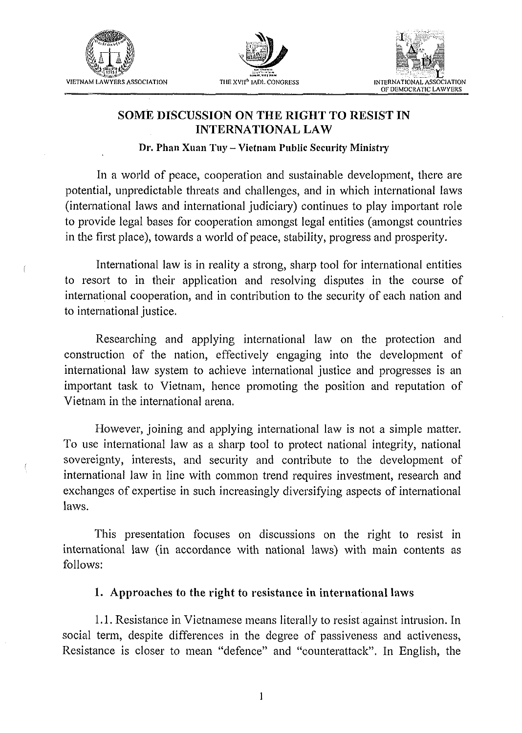VIETNAM LAWYERS ASSOCIATION    THE XVII[th] IADL CONGRESS    INTERNATIONAL ASSOCIATION OF DEMOCRATIC LAWYERS

# SOME DISCUSSION ON THE RIGHT TO RESIST IN INTERNATIONAL LAW

**Dr. Phan Xuan Tuy – Vietnam Public Security Ministry**

In a world of peace, cooperation and sustainable development, there are potential, unpredictable threats and challenges, and in which international laws (international laws and international judiciary) continues to play important role to provide legal bases for cooperation amongst legal entities (amongst countries in the first place), towards a world of peace, stability, progress and prosperity.

International law is in reality a strong, sharp tool for international entities to resort to in their application and resolving disputes in the course of international cooperation, and in contribution to the security of each nation and to international justice.

Researching and applying international law on the protection and construction of the nation, effectively engaging into the development of international law system to achieve international justice and progresses is an important task to Vietnam, hence promoting the position and reputation of Vietnam in the international arena.

However, joining and applying international law is not a simple matter. To use international law as a sharp tool to protect national integrity, national sovereignty, interests, and security and contribute to the development of international law in line with common trend requires investment, research and exchanges of expertise in such increasingly diversifying aspects of international laws.

This presentation focuses on discussions on the right to resist in international law (in accordance with national laws) with main contents as follows:

## 1. Approaches to the right to resistance in international laws

1.1. Resistance in Vietnamese means literally to resist against intrusion. In social term, despite differences in the degree of passiveness and activeness, Resistance is closer to mean "defence" and "counterattack". In English, the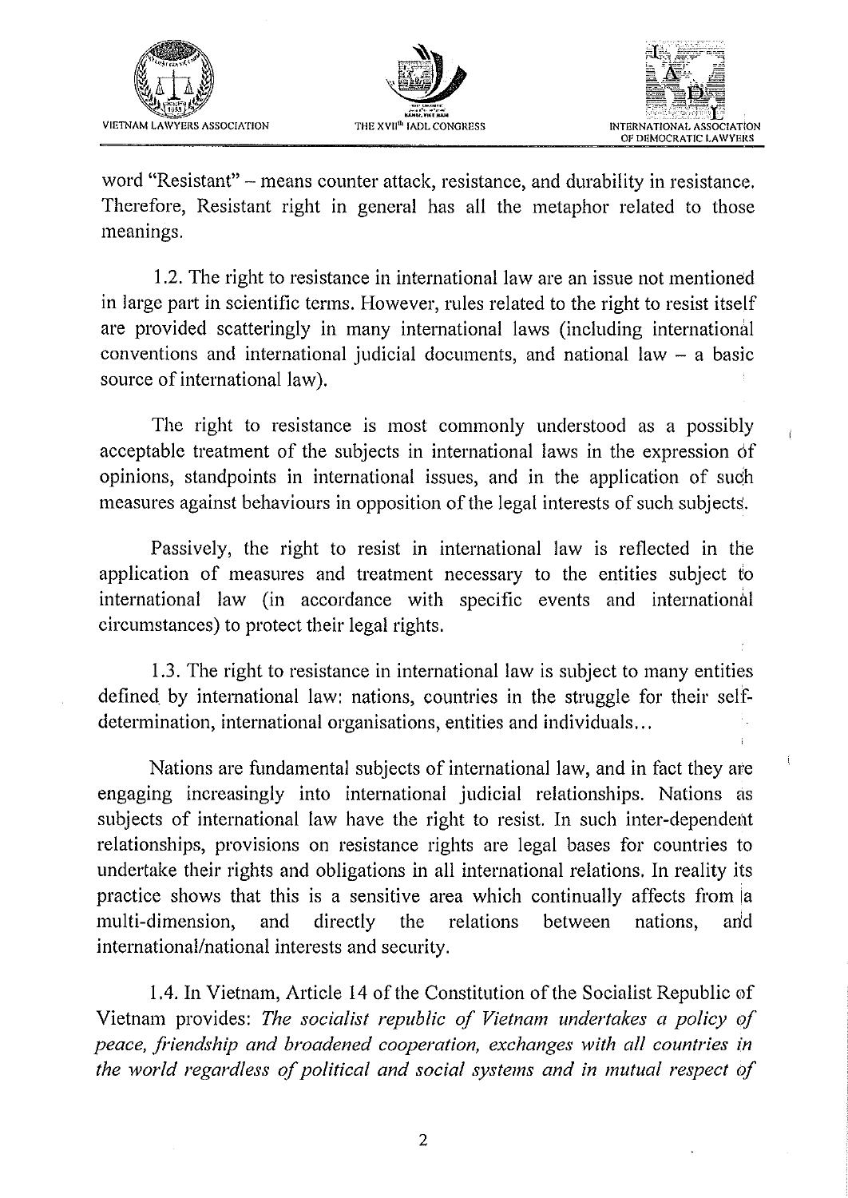word "Resistant" – means counter attack, resistance, and durability in resistance. Therefore, Resistant right in general has all the metaphor related to those meanings.

1.2. The right to resistance in international law are an issue not mentioned in large part in scientific terms. However, rules related to the right to resist itself are provided scatteringly in many international laws (including international conventions and international judicial documents, and national law – a basic source of international law).

The right to resistance is most commonly understood as a possibly acceptable treatment of the subjects in international laws in the expression of opinions, standpoints in international issues, and in the application of such measures against behaviours in opposition of the legal interests of such subjects.

Passively, the right to resist in international law is reflected in the application of measures and treatment necessary to the entities subject to international law (in accordance with specific events and international circumstances) to protect their legal rights.

1.3. The right to resistance in international law is subject to many entities defined by international law: nations, countries in the struggle for their self-determination, international organisations, entities and individuals...

Nations are fundamental subjects of international law, and in fact they are engaging increasingly into international judicial relationships. Nations as subjects of international law have the right to resist. In such inter-dependent relationships, provisions on resistance rights are legal bases for countries to undertake their rights and obligations in all international relations. In reality its practice shows that this is a sensitive area which continually affects from a multi-dimension, and directly the relations between nations, and international/national interests and security.

1.4. In Vietnam, Article 14 of the Constitution of the Socialist Republic of Vietnam provides: *The socialist republic of Vietnam undertakes a policy of peace, friendship and broadened cooperation, exchanges with all countries in the world regardless of political and social systems and in mutual respect of*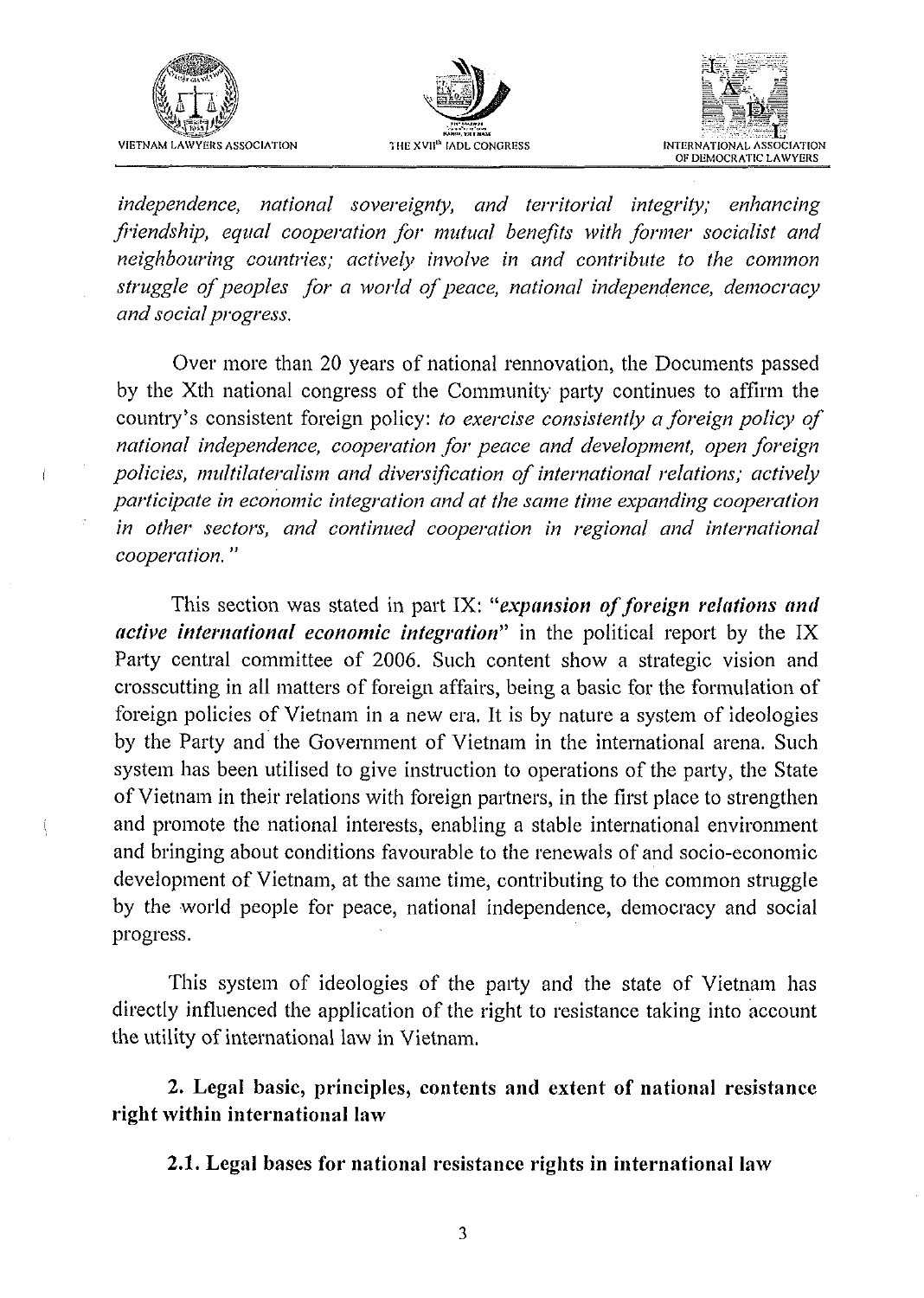*independence, national sovereignty, and territorial integrity; enhancing friendship, equal cooperation for mutual benefits with former socialist and neighbouring countries; actively involve in and contribute to the common struggle of peoples for a world of peace, national independence, democracy and social progress.*

Over more than 20 years of national rennovation, the Documents passed by the Xth national congress of the Community party continues to affirm the country's consistent foreign policy: *to exercise consistently a foreign policy of national independence, cooperation for peace and development, open foreign policies, multilateralism and diversification of international relations; actively participate in economic integration and at the same time expanding cooperation in other sectors, and continued cooperation in regional and international cooperation."*

This section was stated in part IX: "***expansion of foreign relations and active international economic integration***" in the political report by the IX Party central committee of 2006. Such content show a strategic vision and crosscutting in all matters of foreign affairs, being a basic for the formulation of foreign policies of Vietnam in a new era. It is by nature a system of ideologies by the Party and the Government of Vietnam in the international arena. Such system has been utilised to give instruction to operations of the party, the State of Vietnam in their relations with foreign partners, in the first place to strengthen and promote the national interests, enabling a stable international environment and bringing about conditions favourable to the renewals of and socio-economic development of Vietnam, at the same time, contributing to the common struggle by the world people for peace, national independence, democracy and social progress.

This system of ideologies of the party and the state of Vietnam has directly influenced the application of the right to resistance taking into account the utility of international law in Vietnam.

## 2. Legal basic, principles, contents and extent of national resistance right within international law

### 2.1. Legal bases for national resistance rights in international law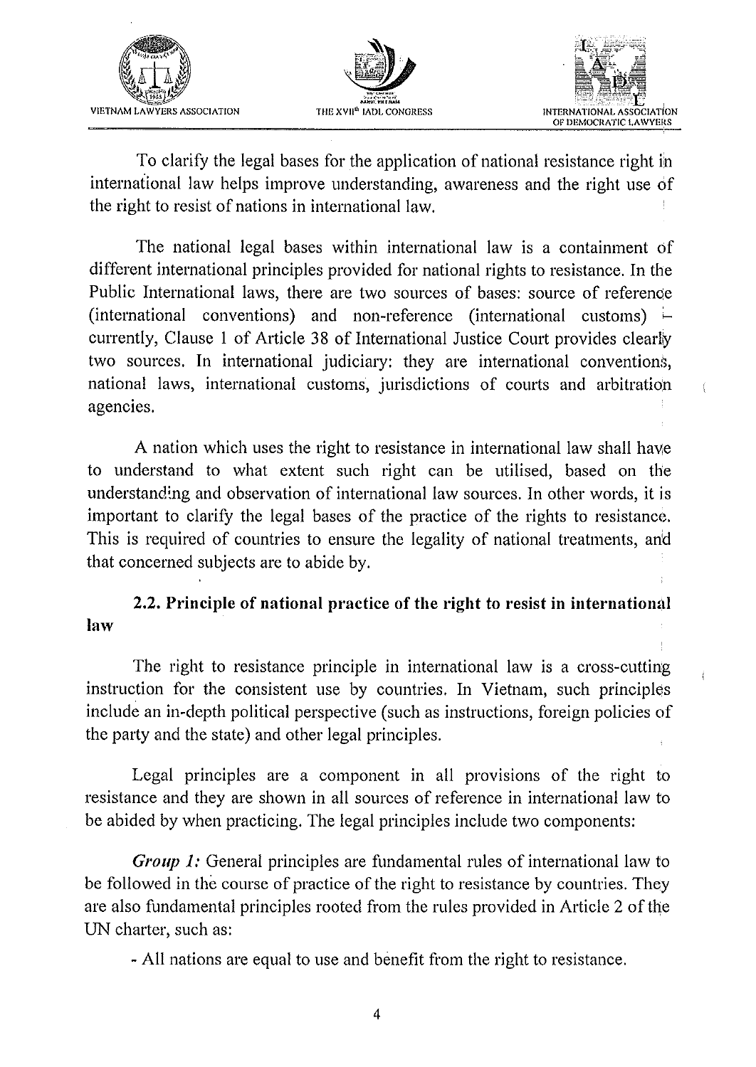To clarify the legal bases for the application of national resistance right in international law helps improve understanding, awareness and the right use of the right to resist of nations in international law.

The national legal bases within international law is a containment of different international principles provided for national rights to resistance. In the Public International laws, there are two sources of bases: source of reference (international conventions) and non-reference (international customs) – currently, Clause 1 of Article 38 of International Justice Court provides clearly two sources. In international judiciary: they are international conventions, national laws, international customs, jurisdictions of courts and arbitration agencies.

A nation which uses the right to resistance in international law shall have to understand to what extent such right can be utilised, based on the understanding and observation of international law sources. In other words, it is important to clarify the legal bases of the practice of the rights to resistance. This is required of countries to ensure the legality of national treatments, and that concerned subjects are to abide by.

### 2.2. Principle of national practice of the right to resist in international law

The right to resistance principle in international law is a cross-cutting instruction for the consistent use by countries. In Vietnam, such principles include an in-depth political perspective (such as instructions, foreign policies of the party and the state) and other legal principles.

Legal principles are a component in all provisions of the right to resistance and they are shown in all sources of reference in international law to be abided by when practicing. The legal principles include two components:

*Group 1:* General principles are fundamental rules of international law to be followed in the course of practice of the right to resistance by countries. They are also fundamental principles rooted from the rules provided in Article 2 of the UN charter, such as:

- All nations are equal to use and benefit from the right to resistance.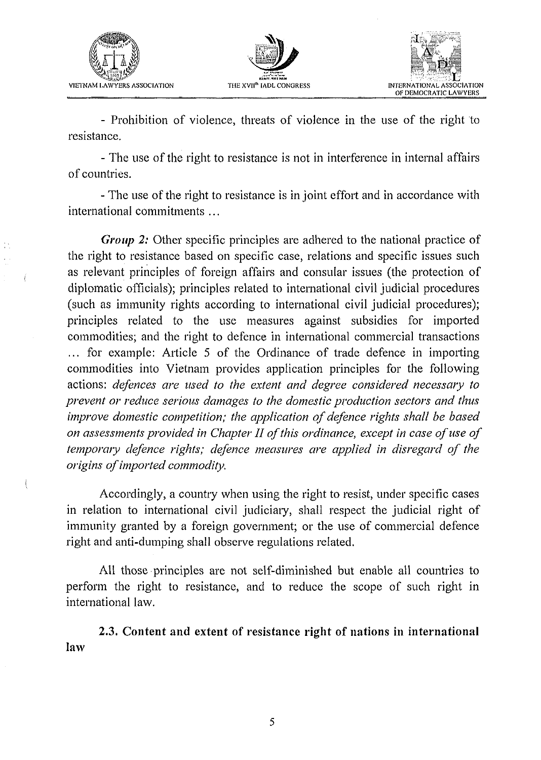- Prohibition of violence, threats of violence in the use of the right to resistance.

- The use of the right to resistance is not in interference in internal affairs of countries.

- The use of the right to resistance is in joint effort and in accordance with international commitments …

***Group 2:*** Other specific principles are adhered to the national practice of the right to resistance based on specific case, relations and specific issues such as relevant principles of foreign affairs and consular issues (the protection of diplomatic officials); principles related to international civil judicial procedures (such as immunity rights according to international civil judicial procedures); principles related to the use measures against subsidies for imported commodities; and the right to defence in international commercial transactions … for example: Article 5 of the Ordinance of trade defence in importing commodities into Vietnam provides application principles for the following actions: *defences are used to the extent and degree considered necessary to prevent or reduce serious damages to the domestic production sectors and thus improve domestic competition; the application of defence rights shall be based on assessments provided in Chapter II of this ordinance, except in case of use of temporary defence rights; defence measures are applied in disregard of the origins of imported commodity.*

Accordingly, a country when using the right to resist, under specific cases in relation to international civil judiciary, shall respect the judicial right of immunity granted by a foreign government; or the use of commercial defence right and anti-dumping shall observe regulations related.

All those principles are not self-diminished but enable all countries to perform the right to resistance, and to reduce the scope of such right in international law.

### 2.3. Content and extent of resistance right of nations in international law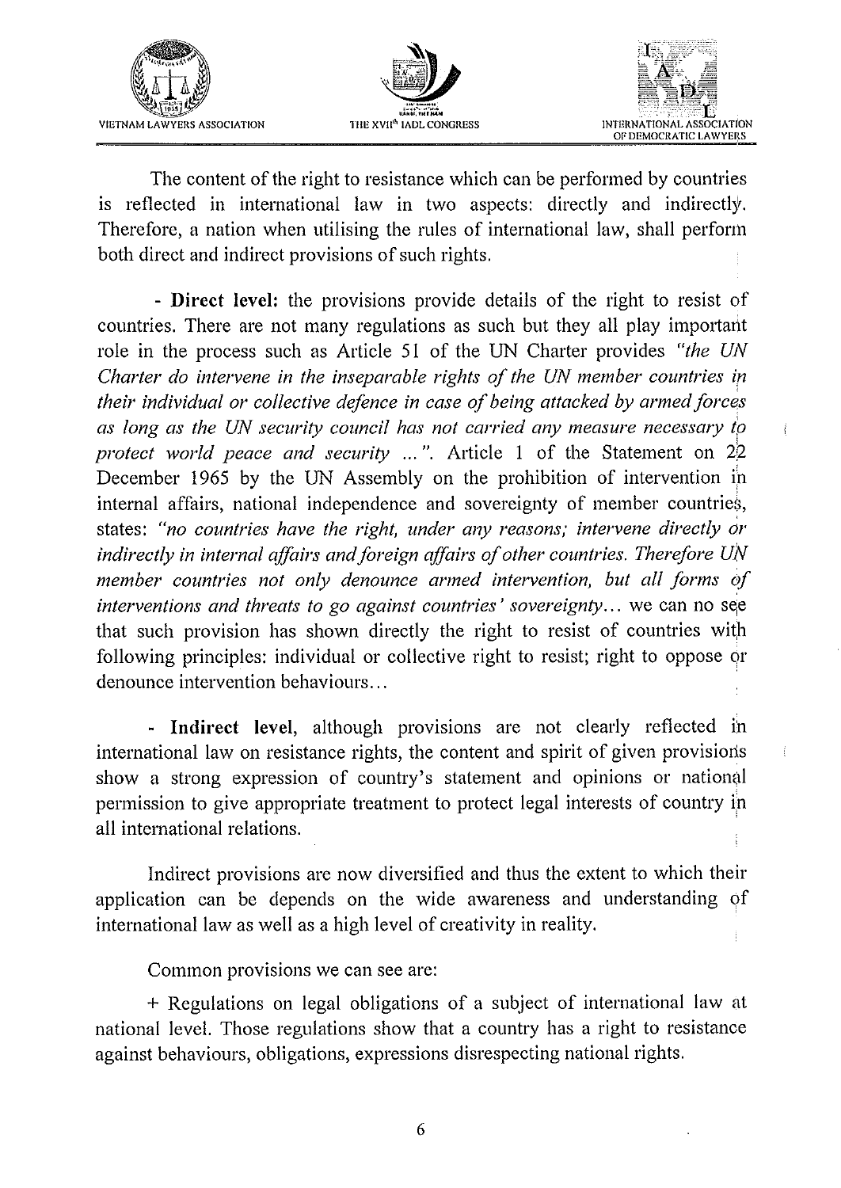The content of the right to resistance which can be performed by countries is reflected in international law in two aspects: directly and indirectly. Therefore, a nation when utilising the rules of international law, shall perform both direct and indirect provisions of such rights.

- **Direct level:** the provisions provide details of the right to resist of countries. There are not many regulations as such but they all play important role in the process such as Article 51 of the UN Charter provides *"the UN Charter do intervene in the inseparable rights of the UN member countries in their individual or collective defence in case of being attacked by armed forces as long as the UN security council has not carried any measure necessary to protect world peace and security ..."*. Article 1 of the Statement on 22 December 1965 by the UN Assembly on the prohibition of intervention in internal affairs, national independence and sovereignty of member countries, states: *"no countries have the right, under any reasons; intervene directly or indirectly in internal affairs and foreign affairs of other countries. Therefore UN member countries not only denounce armed intervention, but all forms of interventions and threats to go against countries' sovereignty...* we can no see that such provision has shown directly the right to resist of countries with following principles: individual or collective right to resist; right to oppose or denounce intervention behaviours...

- **Indirect level**, although provisions are not clearly reflected in international law on resistance rights, the content and spirit of given provisions show a strong expression of country's statement and opinions or national permission to give appropriate treatment to protect legal interests of country in all international relations.

Indirect provisions are now diversified and thus the extent to which their application can be depends on the wide awareness and understanding of international law as well as a high level of creativity in reality.

Common provisions we can see are:

+ Regulations on legal obligations of a subject of international law at national level. Those regulations show that a country has a right to resistance against behaviours, obligations, expressions disrespecting national rights.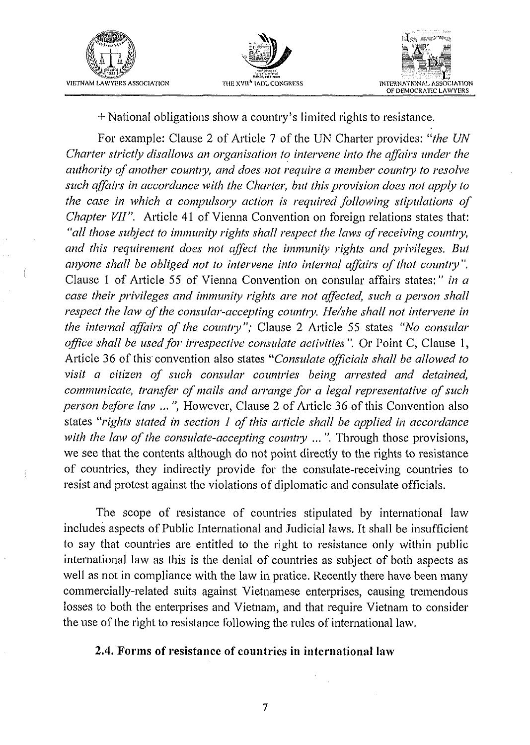+ National obligations show a country's limited rights to resistance.

For example: Clause 2 of Article 7 of the UN Charter provides: "*the UN Charter strictly disallows an organisation to intervene into the affairs under the authority of another country, and does not require a member country to resolve such affairs in accordance with the Charter, but this provision does not apply to the case in which a compulsory action is required following stipulations of Chapter VII*". Article 41 of Vienna Convention on foreign relations states that: "*all those subject to immunity rights shall respect the laws of receiving country, and this requirement does not affect the immunity rights and privileges. But anyone shall be obliged not to intervene into internal affairs of that country*". Clause 1 of Article 55 of Vienna Convention on consular affairs states:" *in a case their privileges and immunity rights are not affected, such a person shall respect the law of the consular-accepting country. He/she shall not intervene in the internal affairs of the country*"; Clause 2 Article 55 states "*No consular office shall be used for irrespective consulate activities*". Or Point C, Clause 1, Article 36 of this convention also states "*Consulate officials shall be allowed to visit a citizen of such consular countries being arrested and detained, communicate, transfer of mails and arrange for a legal representative of such person before law ...*", However, Clause 2 of Article 36 of this Convention also states "*rights stated in section 1 of this article shall be applied in accordance with the law of the consulate-accepting country ...*". Through those provisions, we see that the contents although do not point directly to the rights to resistance of countries, they indirectly provide for the consulate-receiving countries to resist and protest against the violations of diplomatic and consulate officials.

The scope of resistance of countries stipulated by international law includes aspects of Public International and Judicial laws. It shall be insufficient to say that countries are entitled to the right to resistance only within public international law as this is the denial of countries as subject of both aspects as well as not in compliance with the law in pratice. Recently there have been many commercially-related suits against Vietnamese enterprises, causing tremendous losses to both the enterprises and Vietnam, and that require Vietnam to consider the use of the right to resistance following the rules of international law.

## 2.4. Forms of resistance of countries in international law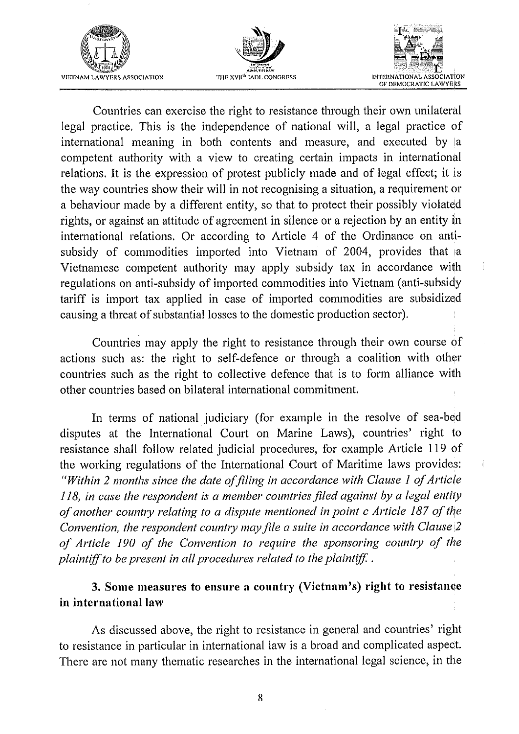Countries can exercise the right to resistance through their own unilateral legal practice. This is the independence of national will, a legal practice of international meaning in both contents and measure, and executed by a competent authority with a view to creating certain impacts in international relations. It is the expression of protest publicly made and of legal effect; it is the way countries show their will in not recognising a situation, a requirement or a behaviour made by a different entity, so that to protect their possibly violated rights, or against an attitude of agreement in silence or a rejection by an entity in international relations. Or according to Article 4 of the Ordinance on anti-subsidy of commodities imported into Vietnam of 2004, provides that a Vietnamese competent authority may apply subsidy tax in accordance with regulations on anti-subsidy of imported commodities into Vietnam (anti-subsidy tariff is import tax applied in case of imported commodities are subsidized causing a threat of substantial losses to the domestic production sector).

Countries may apply the right to resistance through their own course of actions such as: the right to self-defence or through a coalition with other countries such as the right to collective defence that is to form alliance with other countries based on bilateral international commitment.

In terms of national judiciary (for example in the resolve of sea-bed disputes at the International Court on Marine Laws), countries' right to resistance shall follow related judicial procedures, for example Article 119 of the working regulations of the International Court of Maritime laws provides: *"Within 2 months since the date of filing in accordance with Clause 1 of Article 118, in case the respondent is a member countries filed against by a legal entity of another country relating to a dispute mentioned in point c Article 187 of the Convention, the respondent country may file a suite in accordance with Clause 2 of Article 190 of the Convention to require the sponsoring country of the plaintiff to be present in all procedures related to the plaintiff.*

### 3. Some measures to ensure a country (Vietnam's) right to resistance in international law

As discussed above, the right to resistance in general and countries' right to resistance in particular in international law is a broad and complicated aspect. There are not many thematic researches in the international legal science, in the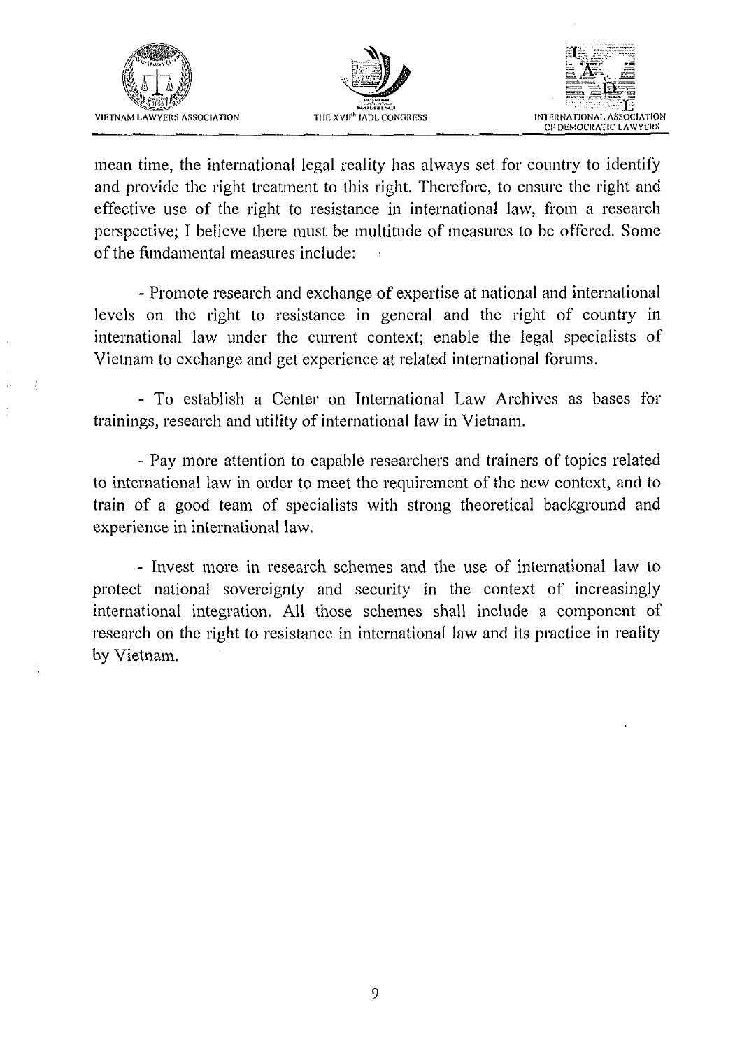mean time, the international legal reality has always set for country to identify and provide the right treatment to this right. Therefore, to ensure the right and effective use of the right to resistance in international law, from a research perspective; I believe there must be multitude of measures to be offered. Some of the fundamental measures include:

- Promote research and exchange of expertise at national and international levels on the right to resistance in general and the right of country in international law under the current context; enable the legal specialists of Vietnam to exchange and get experience at related international forums.

- To establish a Center on International Law Archives as bases for trainings, research and utility of international law in Vietnam.

- Pay more attention to capable researchers and trainers of topics related to international law in order to meet the requirement of the new context, and to train of a good team of specialists with strong theoretical background and experience in international law.

- Invest more in research schemes and the use of international law to protect national sovereignty and security in the context of increasingly international integration. All those schemes shall include a component of research on the right to resistance in international law and its practice in reality by Vietnam.